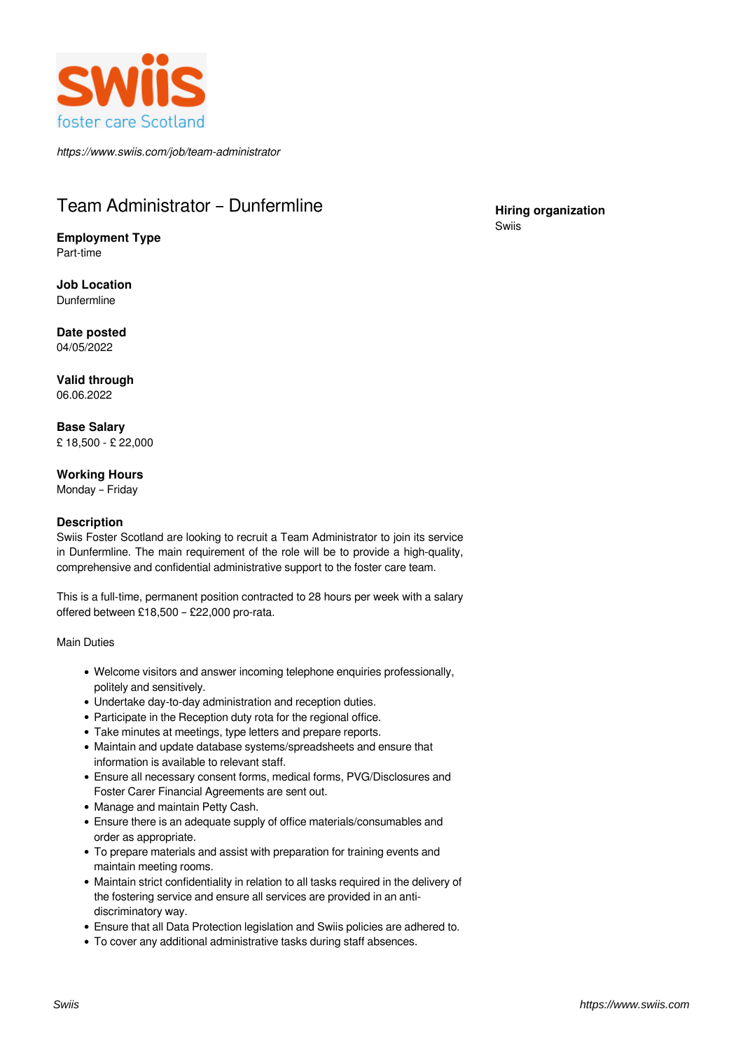swiis
foster care Scotland

*https://www.swiis.com/job/team-administrator*

# Team Administrator – Dunfermline

**Hiring organization**
Swiis

**Employment Type**
Part-time

**Job Location**
Dunfermline

**Date posted**
04/05/2022

**Valid through**
06.06.2022

**Base Salary**
£ 18,500 - £ 22,000

**Working Hours**
Monday – Friday

**Description**

Swiis Foster Scotland are looking to recruit a Team Administrator to join its service in Dunfermline. The main requirement of the role will be to provide a high-quality, comprehensive and confidential administrative support to the foster care team.

This is a full-time, permanent position contracted to 28 hours per week with a salary offered between £18,500 – £22,000 pro-rata.

Main Duties

- Welcome visitors and answer incoming telephone enquiries professionally, politely and sensitively.
- Undertake day-to-day administration and reception duties.
- Participate in the Reception duty rota for the regional office.
- Take minutes at meetings, type letters and prepare reports.
- Maintain and update database systems/spreadsheets and ensure that information is available to relevant staff.
- Ensure all necessary consent forms, medical forms, PVG/Disclosures and Foster Carer Financial Agreements are sent out.
- Manage and maintain Petty Cash.
- Ensure there is an adequate supply of office materials/consumables and order as appropriate.
- To prepare materials and assist with preparation for training events and maintain meeting rooms.
- Maintain strict confidentiality in relation to all tasks required in the delivery of the fostering service and ensure all services are provided in an anti-discriminatory way.
- Ensure that all Data Protection legislation and Swiis policies are adhered to.
- To cover any additional administrative tasks during staff absences.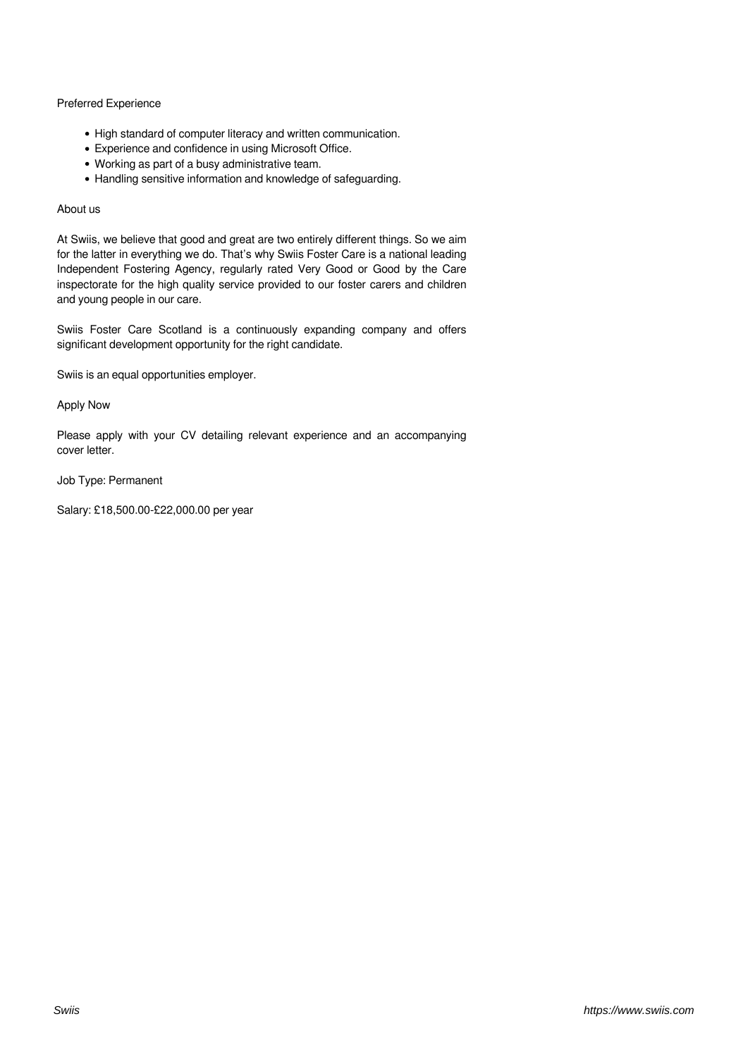Preferred Experience

- High standard of computer literacy and written communication.
- Experience and confidence in using Microsoft Office.
- Working as part of a busy administrative team.
- Handling sensitive information and knowledge of safeguarding.

About us

At Swiis, we believe that good and great are two entirely different things. So we aim for the latter in everything we do. That's why Swiis Foster Care is a national leading Independent Fostering Agency, regularly rated Very Good or Good by the Care inspectorate for the high quality service provided to our foster carers and children and young people in our care.

Swiis Foster Care Scotland is a continuously expanding company and offers significant development opportunity for the right candidate.

Swiis is an equal opportunities employer.

Apply Now

Please apply with your CV detailing relevant experience and an accompanying cover letter.

Job Type: Permanent

Salary: £18,500.00-£22,000.00 per year